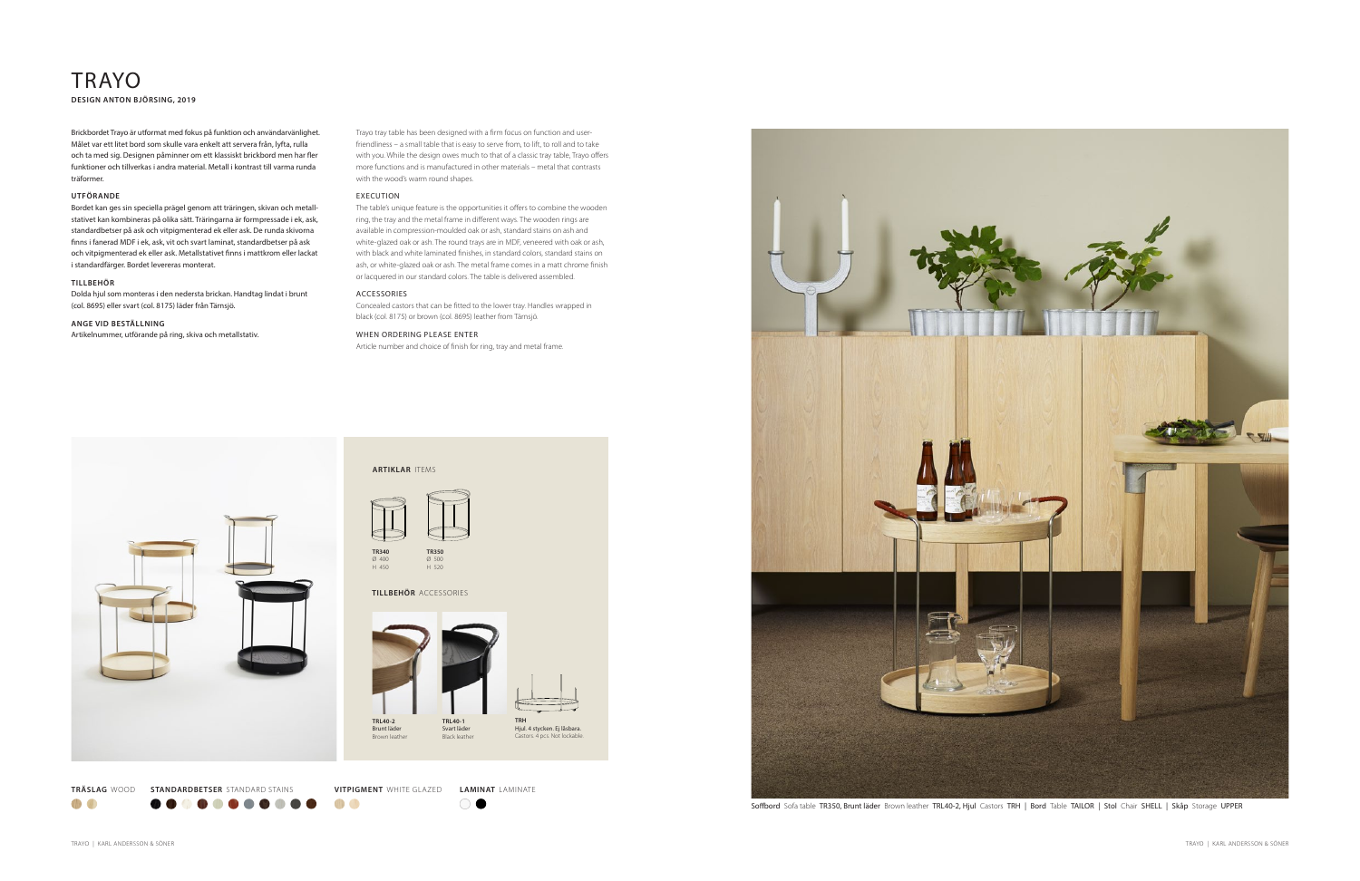# TRAYO

**DESIGN ANTON BJÖRSING, 2019**

Brickbordet Trayo är utformat med fokus på funktion och användarvänlighet. Målet var ett litet bord som skulle vara enkelt att servera från, lyfta, rulla och ta med sig. Designen påminner om ett klassiskt brickbord men har fler funktioner och tillverkas i andra material. Metall i kontrast till varma runda träformer.

### UTFÖRANDE

Bordet kan ges sin speciella prägel genom att träringen, skivan och metallstativet kan kombineras på olika sätt. Träringarna är formpressade i ek, ask, standardbetser på ask och vitpigmenterad ek eller ask. De runda skivorna finns i fanerad MDF i ek, ask, vit och svart laminat, standardbetser på ask och vitpigmenterad ek eller ask. Metallstativet finns i mattkrom eller lackat i standardfärger. Bordet levereras monterat.

### TILLBEHÖR

Dolda hjul som monteras i den nedersta brickan. Handtag lindat i brunt (col. 8695) eller svart (col. 8175) läder från Tärnsjö.

### ANGE VID BESTÄLLNING

Artikelnummer, utförande på ring, skiva och metallstativ.

Trayo tray table has been designed with a firm focus on function and user-friendliness – a small table that is easy to serve from, to lift, to roll and to take with you. While the design owes much to that of a classic tray table, Trayo offers more functions and is manufactured in other materials – metal that contrasts with the wood's warm round shapes.

### EXECUTION

The table's unique feature is the opportunities it offers to combine the wooden ring, the tray and the metal frame in different ways. The wooden rings are available in compression-moulded oak or ash, standard stains on ash and white-glazed oak or ash. The round trays are in MDF, veneered with oak or ash, with black and white laminated finishes, in standard colors, standard stains on ash, or white-glazed oak or ash. The metal frame comes in a matt chrome finish or lacquered in our standard colors. The table is delivered assembled.

### ACCESSORIES

Concealed castors that can be fitted to the lower tray. Handles wrapped in black (col. 8175) or brown (col. 8695) leather from Tärnsjö.

### WHEN ORDERING PLEASE ENTER

Article number and choice of finish for ring, tray and metal frame.

**ARTIKLAR** ITEMS

**TR340**
Ø 400
H 450

**TR350**
Ø 500
H 520

**TILLBEHÖR** ACCESSORIES

**TRL40-2**
Brunt läder
Brown leather

**TRL40-1**
Svart läder
Black leather

**TRH**
Hjul. 4 stycken. Ej låsbara.
Castors. 4 pcs. Not lockable.

**TRÄSLAG** WOOD **STANDARDBETSER** STANDARD STAINS **VITPIGMENT** WHITE GLAZED **LAMINAT** LAMINATE

Soffbord Sofa table TR350, Brunt läder Brown leather TRL40-2, Hjul Castors TRH | Bord Table TAILOR | Stol Chair SHELL | Skåp Storage UPPER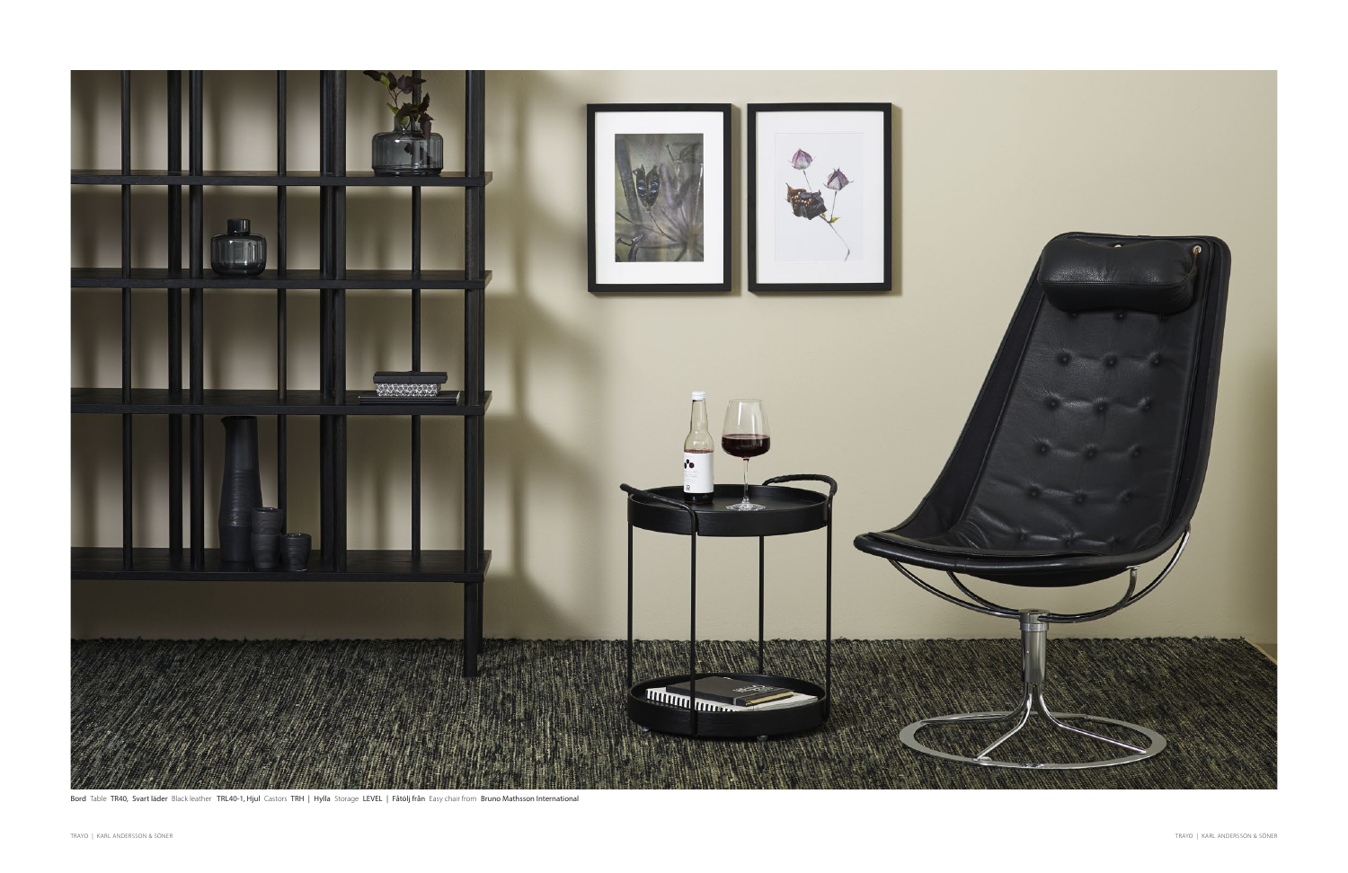**Bord** Table **TR40, Svart läder** Black leather **TRL40-1, Hjul** Castors **TRH** | **Hylla** Storage **LEVEL** | **Fåtölj från** Easy chair from **Bruno Mathsson International**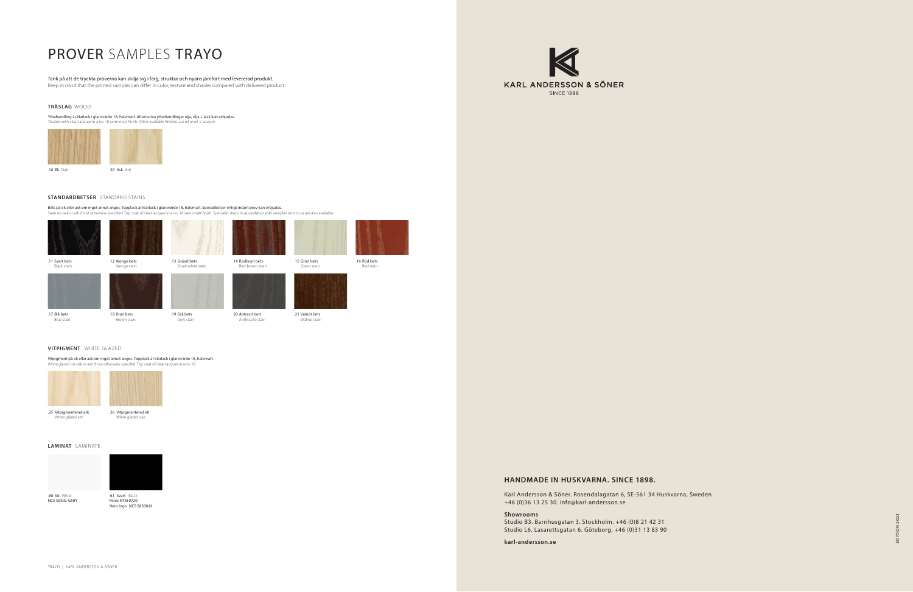# PROVER SAMPLES TRAYO

Tänk på att de tryckta proverna kan skilja sig i färg, struktur och nyans jämfört med levererad produkt.
Keep in mind that the printed samples can differ in color, texture and shades compared with delivered product.

### TRÄSLAG WOOD

Ytbehandling är klarlack i glansvärde 18, halvmatt. Alternativa ytbehandlingar olja, olja + lack kan erbjudas.
Treated with clear lacquer in a no. 18 semi-matt finish. Other available finishes are oil or oil + lacquer.

.10 Ek Oak

.30 Ask Ash

### STANDARDBETSER STANDARD STAINS

Bets på ek eller ask om inget annat anges. Topplack är klarlack i glansvärde 18, halvmatt. Specialbetser enligt insänt prov kan erbjudas.
Stain on oak or ash if not otherwise specified. Top coat of clear lacquer in a no. 18 semi-matt finish. Specialist stains in accordance with samples sent to us are also available.

.11 Svart bets
Black stain

.12 Wenge bets
Wenge stain

.13 Snövit bets
Snow white stain

.14 Rödbrun bets
Red-brown stain

.15 Grön bets
Green stain

.16 Röd bets
Red stain

.17 Blå bets
Blue stain

.18 Brun bets
Brown stain

.19 Grå bets
Grey stain

.20 Antracit bets
Anthracite stain

.21 Valnöt bets
Walnut stain

### VITPIGMENT WHITE GLAZED

Vitpigment på ek eller ask om inget annat anges. Topplack är klarlack i glansvärde 18, halvmatt.
White glazed on oak or ash if not otherwise specified. Top coat of clear lacquer in a no 18.

.25 Vitpigmenterad ask
White glazed ash

.26 Vitpigmenterad ek
White glazed oak

### LAMINAT LAMINATE

.60 Vit White
NCS S0502-G50Y

.61 Svart Black
Fenix NTM 0720
Nero Ingo NCS S8500-N

KARL ANDERSSON & SÖNER
SINCE 1898

## HANDMADE IN HUSKVARNA. SINCE 1898.

Karl Andersson & Söner. Rosendalagatan 6, SE-561 34 Huskvarna, Sweden
+46 (0)36 13 25 30. info@karl-andersson.se

**Showrooms**
Studio B3. Barnhusgatan 3. Stockholm. +46 (0)8 21 42 31
Studio L6. Lasarettsgatan 6. Göteborg. +46 (0)31 13 83 90

**karl-andersson.se**

EDITION 2022